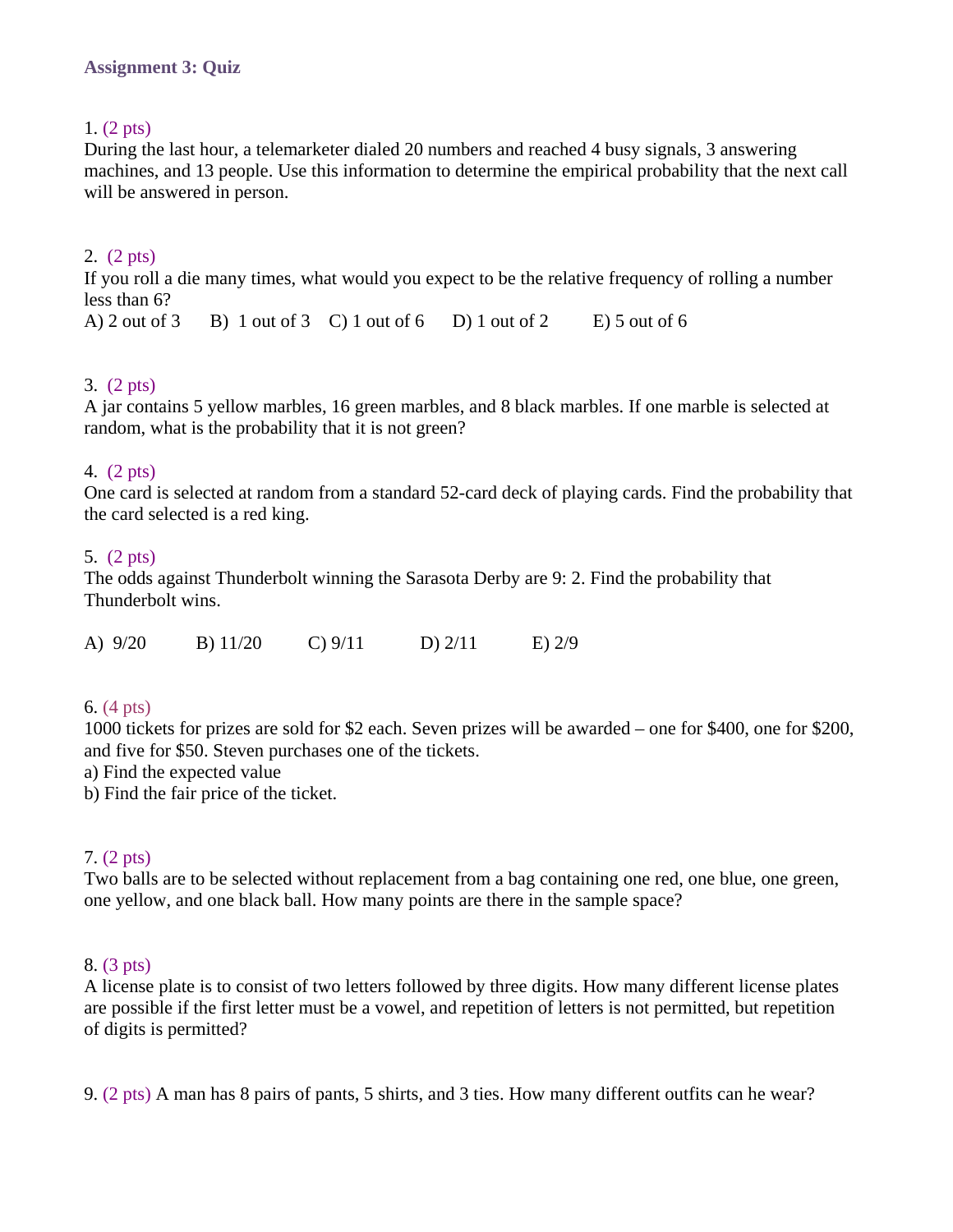### Assignment 3: Quiz

1. (2 pts)
During the last hour, a telemarketer dialed 20 numbers and reached 4 busy signals, 3 answering machines, and 13 people. Use this information to determine the empirical probability that the next call will be answered in person.

2. (2 pts)
If you roll a die many times, what would you expect to be the relative frequency of rolling a number less than 6?
A) 2 out of 3  B) 1 out of 3  C) 1 out of 6  D) 1 out of 2  E) 5 out of 6

3. (2 pts)
A jar contains 5 yellow marbles, 16 green marbles, and 8 black marbles. If one marble is selected at random, what is the probability that it is not green?

4. (2 pts)
One card is selected at random from a standard 52-card deck of playing cards. Find the probability that the card selected is a red king.

5. (2 pts)
The odds against Thunderbolt winning the Sarasota Derby are 9: 2. Find the probability that Thunderbolt wins.

A) 9/20  B) 11/20  C) 9/11  D) 2/11  E) 2/9

6. (4 pts)
1000 tickets for prizes are sold for $2 each. Seven prizes will be awarded – one for $400, one for $200, and five for $50. Steven purchases one of the tickets.
a) Find the expected value
b) Find the fair price of the ticket.

7. (2 pts)
Two balls are to be selected without replacement from a bag containing one red, one blue, one green, one yellow, and one black ball. How many points are there in the sample space?

8. (3 pts)
A license plate is to consist of two letters followed by three digits. How many different license plates are possible if the first letter must be a vowel, and repetition of letters is not permitted, but repetition of digits is permitted?

9. (2 pts) A man has 8 pairs of pants, 5 shirts, and 3 ties. How many different outfits can he wear?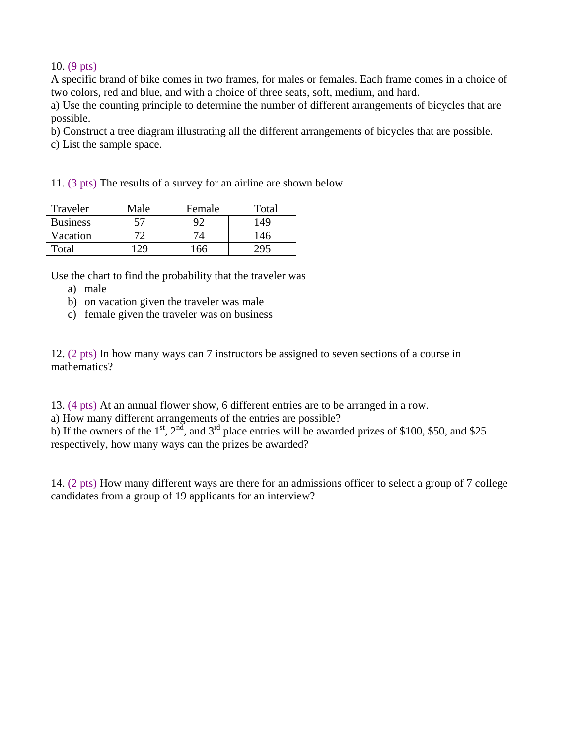10. (9 pts)
A specific brand of bike comes in two frames, for males or females. Each frame comes in a choice of two colors, red and blue, and with a choice of three seats, soft, medium, and hard.
a) Use the counting principle to determine the number of different arrangements of bicycles that are possible.
b) Construct a tree diagram illustrating all the different arrangements of bicycles that are possible.
c) List the sample space.

11. (3 pts) The results of a survey for an airline are shown below

| Traveler | Male | Female | Total |
|---|---|---|---|
| Business | 57 | 92 | 149 |
| Vacation | 72 | 74 | 146 |
| Total | 129 | 166 | 295 |

Use the chart to find the probability that the traveler was

a) male
b) on vacation given the traveler was male
c) female given the traveler was on business

12. (2 pts) In how many ways can 7 instructors be assigned to seven sections of a course in mathematics?

13. (4 pts) At an annual flower show, 6 different entries are to be arranged in a row.
a) How many different arrangements of the entries are possible?
b) If the owners of the $1^{st}$, $2^{nd}$, and $3^{rd}$ place entries will be awarded prizes of $100, $50, and $25 respectively, how many ways can the prizes be awarded?

14. (2 pts) How many different ways are there for an admissions officer to select a group of 7 college candidates from a group of 19 applicants for an interview?